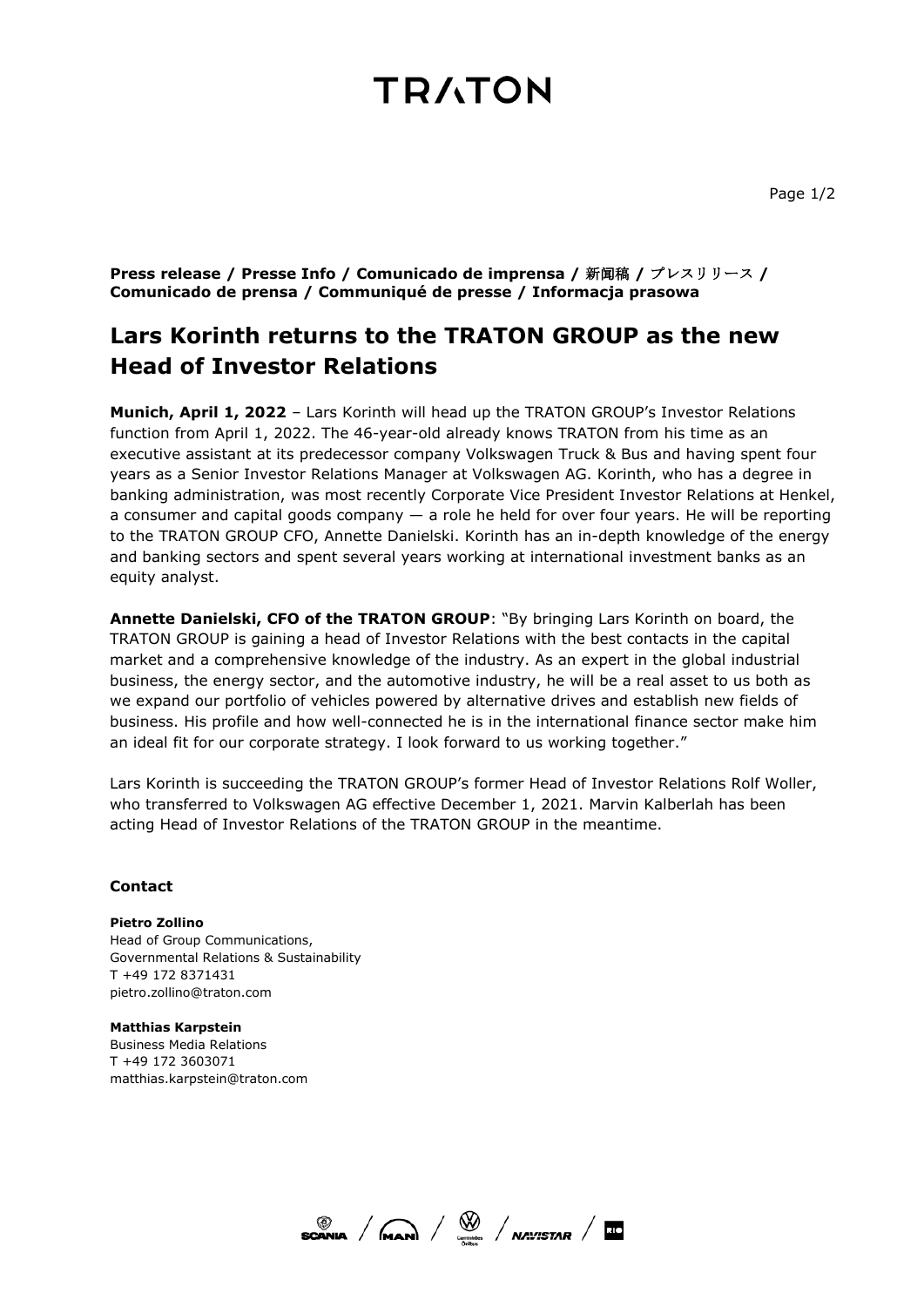**Press release / Presse Info / Comunicado de imprensa / 新闻稿 / プレスリリース / Comunicado de prensa / Communiqué de presse / Informacja prasowa**

# Lars Korinth returns to the TRATON GROUP as the new Head of Investor Relations

**Munich, April 1, 2022** – Lars Korinth will head up the TRATON GROUP's Investor Relations function from April 1, 2022. The 46-year-old already knows TRATON from his time as an executive assistant at its predecessor company Volkswagen Truck & Bus and having spent four years as a Senior Investor Relations Manager at Volkswagen AG. Korinth, who has a degree in banking administration, was most recently Corporate Vice President Investor Relations at Henkel, a consumer and capital goods company — a role he held for over four years. He will be reporting to the TRATON GROUP CFO, Annette Danielski. Korinth has an in-depth knowledge of the energy and banking sectors and spent several years working at international investment banks as an equity analyst.

**Annette Danielski, CFO of the TRATON GROUP**: "By bringing Lars Korinth on board, the TRATON GROUP is gaining a head of Investor Relations with the best contacts in the capital market and a comprehensive knowledge of the industry. As an expert in the global industrial business, the energy sector, and the automotive industry, he will be a real asset to us both as we expand our portfolio of vehicles powered by alternative drives and establish new fields of business. His profile and how well-connected he is in the international finance sector make him an ideal fit for our corporate strategy. I look forward to us working together."

Lars Korinth is succeeding the TRATON GROUP's former Head of Investor Relations Rolf Woller, who transferred to Volkswagen AG effective December 1, 2021. Marvin Kalberlah has been acting Head of Investor Relations of the TRATON GROUP in the meantime.

### Contact

**Pietro Zollino**
Head of Group Communications,
Governmental Relations & Sustainability
T +49 172 8371431
pietro.zollino@traton.com

**Matthias Karpstein**
Business Media Relations
T +49 172 3603071
matthias.karpstein@traton.com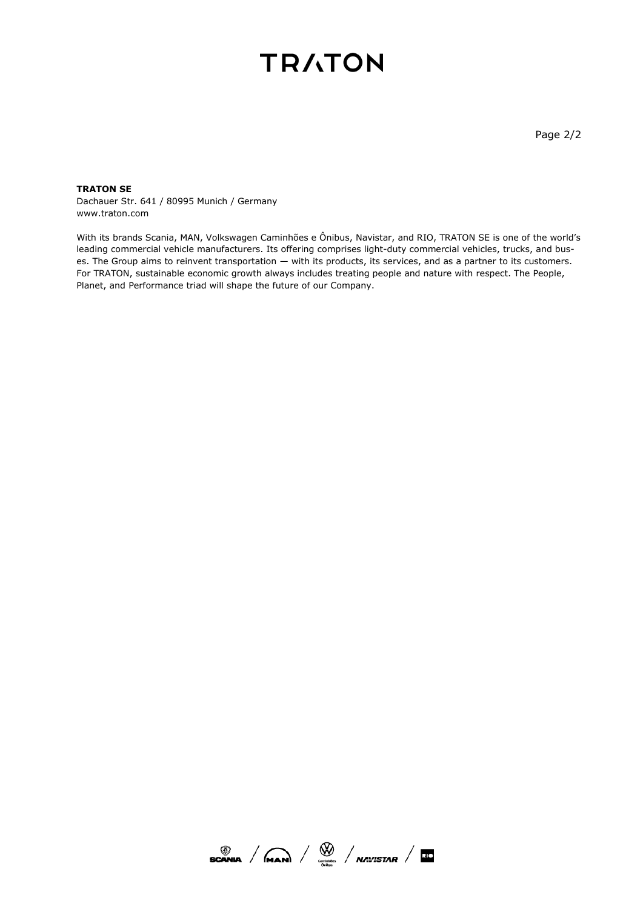**TRATON SE**
Dachauer Str. 641 / 80995 Munich / Germany
www.traton.com

With its brands Scania, MAN, Volkswagen Caminhões e Ônibus, Navistar, and RIO, TRATON SE is one of the world's leading commercial vehicle manufacturers. Its offering comprises light-duty commercial vehicles, trucks, and buses. The Group aims to reinvent transportation — with its products, its services, and as a partner to its customers. For TRATON, sustainable economic growth always includes treating people and nature with respect. The People, Planet, and Performance triad will shape the future of our Company.